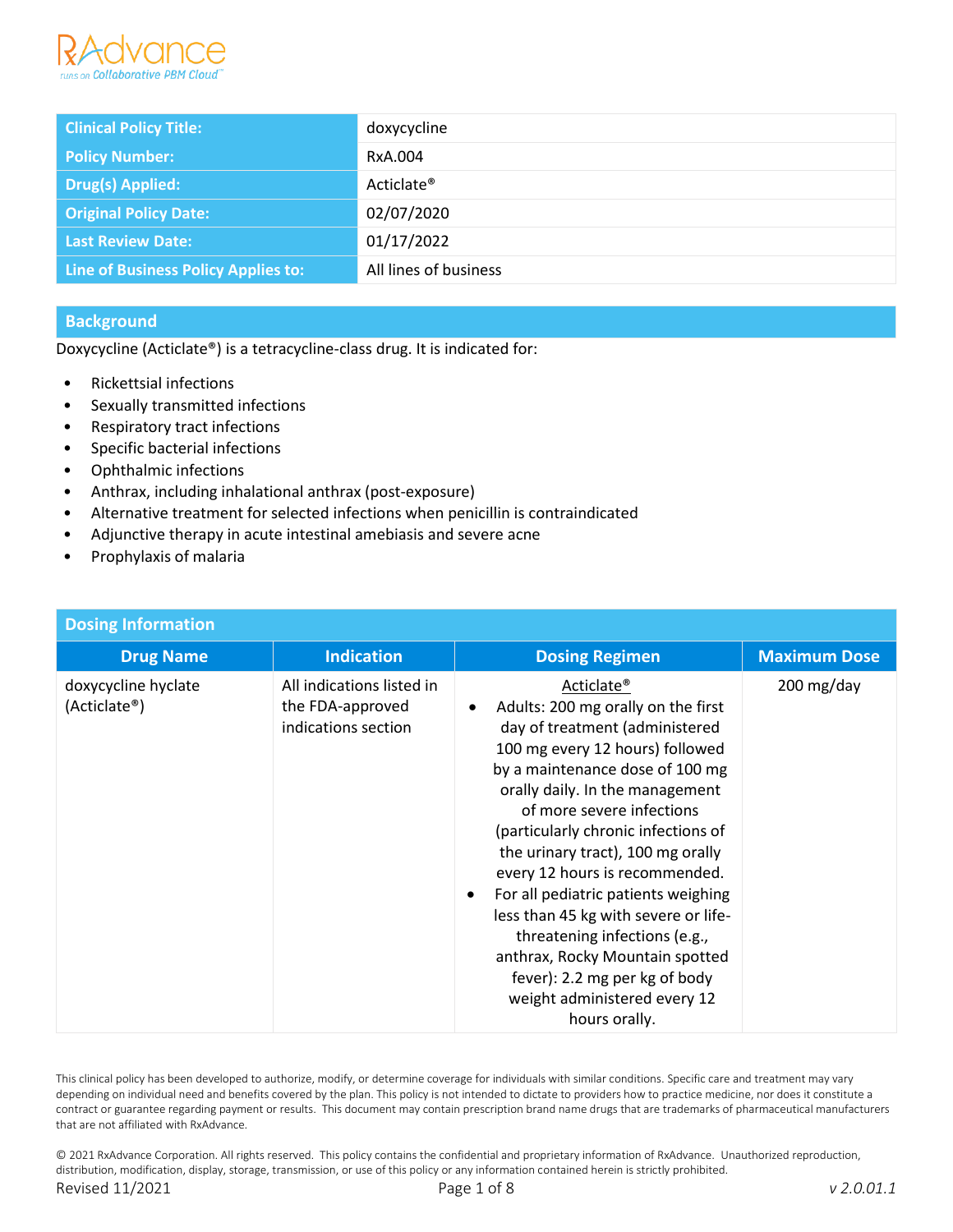RxAdvance
runs on Collaborative PBM Cloud™

| Clinical Policy Title: | doxycycline |
| --- | --- |
| Policy Number: | RxA.004 |
| Drug(s) Applied: | Acticlate® |
| Original Policy Date: | 02/07/2020 |
| Last Review Date: | 01/17/2022 |
| Line of Business Policy Applies to: | All lines of business |

## Background

Doxycycline (Acticlate®) is a tetracycline-class drug. It is indicated for:

- Rickettsial infections
- Sexually transmitted infections
- Respiratory tract infections
- Specific bacterial infections
- Ophthalmic infections
- Anthrax, including inhalational anthrax (post-exposure)
- Alternative treatment for selected infections when penicillin is contraindicated
- Adjunctive therapy in acute intestinal amebiasis and severe acne
- Prophylaxis of malaria

## Dosing Information

| Drug Name | Indication | Dosing Regimen | Maximum Dose |
| --- | --- | --- | --- |
| doxycycline hyclate (Acticlate®) | All indications listed in the FDA-approved indications section | Acticlate®<br>• Adults: 200 mg orally on the first day of treatment (administered 100 mg every 12 hours) followed by a maintenance dose of 100 mg orally daily. In the management of more severe infections (particularly chronic infections of the urinary tract), 100 mg orally every 12 hours is recommended.<br>• For all pediatric patients weighing less than 45 kg with severe or life-threatening infections (e.g., anthrax, Rocky Mountain spotted fever): 2.2 mg per kg of body weight administered every 12 hours orally. | 200 mg/day |

This clinical policy has been developed to authorize, modify, or determine coverage for individuals with similar conditions. Specific care and treatment may vary depending on individual need and benefits covered by the plan. This policy is not intended to dictate to providers how to practice medicine, nor does it constitute a contract or guarantee regarding payment or results. This document may contain prescription brand name drugs that are trademarks of pharmaceutical manufacturers that are not affiliated with RxAdvance.

© 2021 RxAdvance Corporation. All rights reserved. This policy contains the confidential and proprietary information of RxAdvance. Unauthorized reproduction, distribution, modification, display, storage, transmission, or use of this policy or any information contained herein is strictly prohibited.

Revised 11/2021 v 2.0.01.1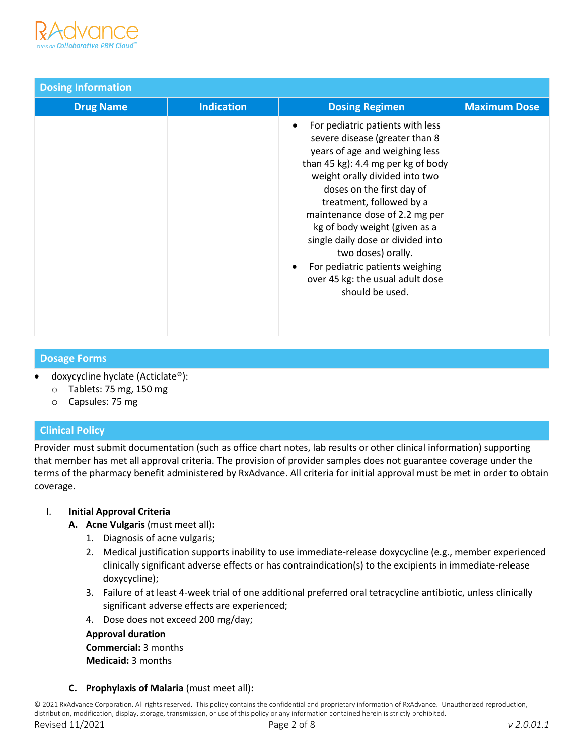## Dosing Information

| Drug Name | Indication | Dosing Regimen | Maximum Dose |
|---|---|---|---|
| | | • For pediatric patients with less severe disease (greater than 8 years of age and weighing less than 45 kg): 4.4 mg per kg of body weight orally divided into two doses on the first day of treatment, followed by a maintenance dose of 2.2 mg per kg of body weight (given as a single daily dose or divided into two doses) orally.<br>• For pediatric patients weighing over 45 kg: the usual adult dose should be used. | |

## Dosage Forms

- doxycycline hyclate (Acticlate®):
  - Tablets: 75 mg, 150 mg
  - Capsules: 75 mg

## Clinical Policy

Provider must submit documentation (such as office chart notes, lab results or other clinical information) supporting that member has met all approval criteria. The provision of provider samples does not guarantee coverage under the terms of the pharmacy benefit administered by RxAdvance. All criteria for initial approval must be met in order to obtain coverage.

I. **Initial Approval Criteria**

**A. Acne Vulgaris** (must meet all)**:**

1. Diagnosis of acne vulgaris;
2. Medical justification supports inability to use immediate-release doxycycline (e.g., member experienced clinically significant adverse effects or has contraindication(s) to the excipients in immediate-release doxycycline);
3. Failure of at least 4-week trial of one additional preferred oral tetracycline antibiotic, unless clinically significant adverse effects are experienced;
4. Dose does not exceed 200 mg/day;

**Approval duration**
**Commercial:** 3 months
**Medicaid:** 3 months

**C. Prophylaxis of Malaria** (must meet all)**:**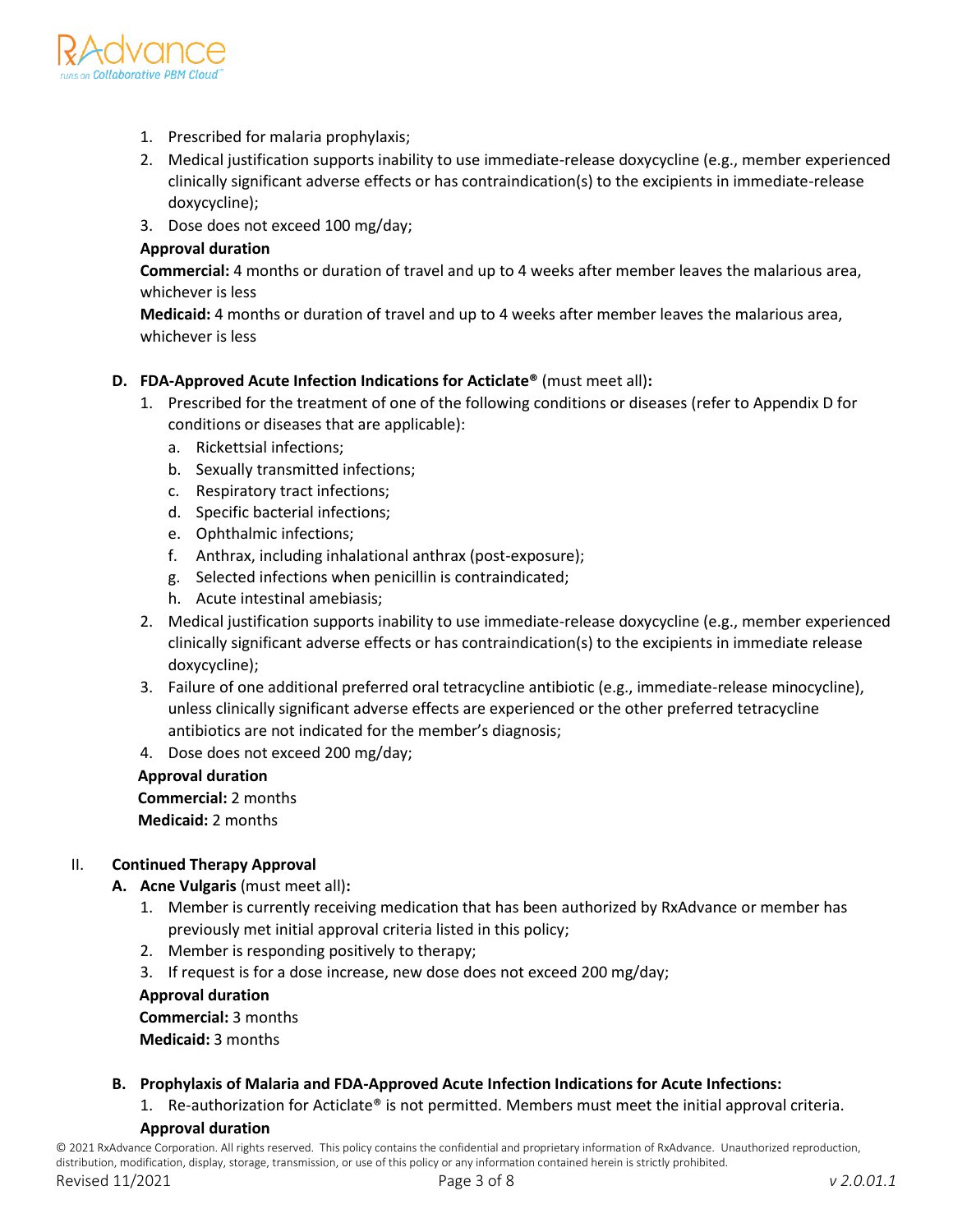1. Prescribed for malaria prophylaxis;
2. Medical justification supports inability to use immediate-release doxycycline (e.g., member experienced clinically significant adverse effects or has contraindication(s) to the excipients in immediate-release doxycycline);
3. Dose does not exceed 100 mg/day;

**Approval duration**
**Commercial:** 4 months or duration of travel and up to 4 weeks after member leaves the malarious area, whichever is less
**Medicaid:** 4 months or duration of travel and up to 4 weeks after member leaves the malarious area, whichever is less

**D. FDA-Approved Acute Infection Indications for Acticlate®** (must meet all)**:**

1. Prescribed for the treatment of one of the following conditions or diseases (refer to Appendix D for conditions or diseases that are applicable):
   a. Rickettsial infections;
   b. Sexually transmitted infections;
   c. Respiratory tract infections;
   d. Specific bacterial infections;
   e. Ophthalmic infections;
   f. Anthrax, including inhalational anthrax (post-exposure);
   g. Selected infections when penicillin is contraindicated;
   h. Acute intestinal amebiasis;
2. Medical justification supports inability to use immediate-release doxycycline (e.g., member experienced clinically significant adverse effects or has contraindication(s) to the excipients in immediate release doxycycline);
3. Failure of one additional preferred oral tetracycline antibiotic (e.g., immediate-release minocycline), unless clinically significant adverse effects are experienced or the other preferred tetracycline antibiotics are not indicated for the member's diagnosis;
4. Dose does not exceed 200 mg/day;

**Approval duration**
**Commercial:** 2 months
**Medicaid:** 2 months

## II. Continued Therapy Approval

**A. Acne Vulgaris** (must meet all)**:**

1. Member is currently receiving medication that has been authorized by RxAdvance or member has previously met initial approval criteria listed in this policy;
2. Member is responding positively to therapy;
3. If request is for a dose increase, new dose does not exceed 200 mg/day;

**Approval duration**
**Commercial:** 3 months
**Medicaid:** 3 months

**B. Prophylaxis of Malaria and FDA-Approved Acute Infection Indications for Acute Infections:**

1. Re-authorization for Acticlate® is not permitted. Members must meet the initial approval criteria.

**Approval duration**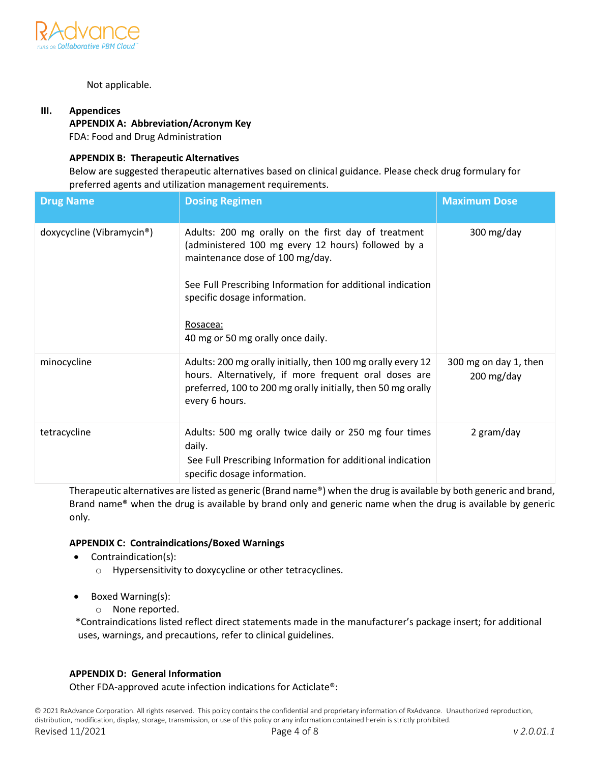Not applicable.

## III. Appendices

### APPENDIX A: Abbreviation/Acronym Key

FDA: Food and Drug Administration

### APPENDIX B: Therapeutic Alternatives

Below are suggested therapeutic alternatives based on clinical guidance. Please check drug formulary for preferred agents and utilization management requirements.

| Drug Name | Dosing Regimen | Maximum Dose |
|---|---|---|
| doxycycline (Vibramycin®) | Adults: 200 mg orally on the first day of treatment (administered 100 mg every 12 hours) followed by a maintenance dose of 100 mg/day.<br><br>See Full Prescribing Information for additional indication specific dosage information.<br><br><u>Rosacea:</u><br>40 mg or 50 mg orally once daily. | 300 mg/day |
| minocycline | Adults: 200 mg orally initially, then 100 mg orally every 12 hours. Alternatively, if more frequent oral doses are preferred, 100 to 200 mg orally initially, then 50 mg orally every 6 hours. | 300 mg on day 1, then 200 mg/day |
| tetracycline | Adults: 500 mg orally twice daily or 250 mg four times daily.<br>See Full Prescribing Information for additional indication specific dosage information. | 2 gram/day |

Therapeutic alternatives are listed as generic (Brand name®) when the drug is available by both generic and brand, Brand name® when the drug is available by brand only and generic name when the drug is available by generic only.

### APPENDIX C: Contraindications/Boxed Warnings

- Contraindication(s):
  - Hypersensitivity to doxycycline or other tetracyclines.

- Boxed Warning(s):
  - None reported.

*Contraindications listed reflect direct statements made in the manufacturer's package insert; for additional uses, warnings, and precautions, refer to clinical guidelines.

### APPENDIX D: General Information

Other FDA-approved acute infection indications for Acticlate®: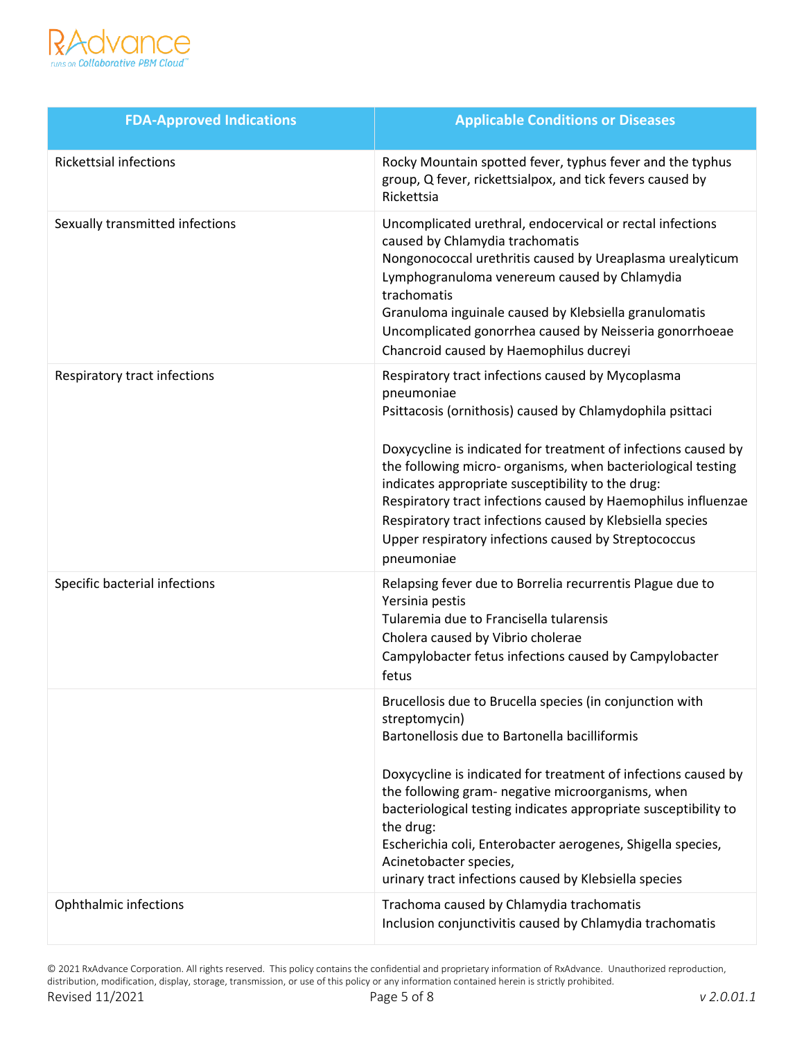| FDA-Approved Indications | Applicable Conditions or Diseases |
|---|---|
| Rickettsial infections | Rocky Mountain spotted fever, typhus fever and the typhus group, Q fever, rickettsialpox, and tick fevers caused by Rickettsia |
| Sexually transmitted infections | Uncomplicated urethral, endocervical or rectal infections caused by Chlamydia trachomatis<br>Nongonococcal urethritis caused by Ureaplasma urealyticum<br>Lymphogranuloma venereum caused by Chlamydia trachomatis<br>Granuloma inguinale caused by Klebsiella granulomatis<br>Uncomplicated gonorrhea caused by Neisseria gonorrhoeae<br>Chancroid caused by Haemophilus ducreyi |
| Respiratory tract infections | Respiratory tract infections caused by Mycoplasma pneumoniae<br>Psittacosis (ornithosis) caused by Chlamydophila psittaci<br><br>Doxycycline is indicated for treatment of infections caused by the following micro- organisms, when bacteriological testing indicates appropriate susceptibility to the drug:<br>Respiratory tract infections caused by Haemophilus influenzae<br>Respiratory tract infections caused by Klebsiella species<br>Upper respiratory infections caused by Streptococcus pneumoniae |
| Specific bacterial infections | Relapsing fever due to Borrelia recurrentis Plague due to Yersinia pestis<br>Tularemia due to Francisella tularensis<br>Cholera caused by Vibrio cholerae<br>Campylobacter fetus infections caused by Campylobacter fetus |
| | Brucellosis due to Brucella species (in conjunction with streptomycin)<br>Bartonellosis due to Bartonella bacilliformis<br><br>Doxycycline is indicated for treatment of infections caused by the following gram- negative microorganisms, when bacteriological testing indicates appropriate susceptibility to the drug:<br>Escherichia coli, Enterobacter aerogenes, Shigella species, Acinetobacter species,<br>urinary tract infections caused by Klebsiella species |
| Ophthalmic infections | Trachoma caused by Chlamydia trachomatis<br>Inclusion conjunctivitis caused by Chlamydia trachomatis |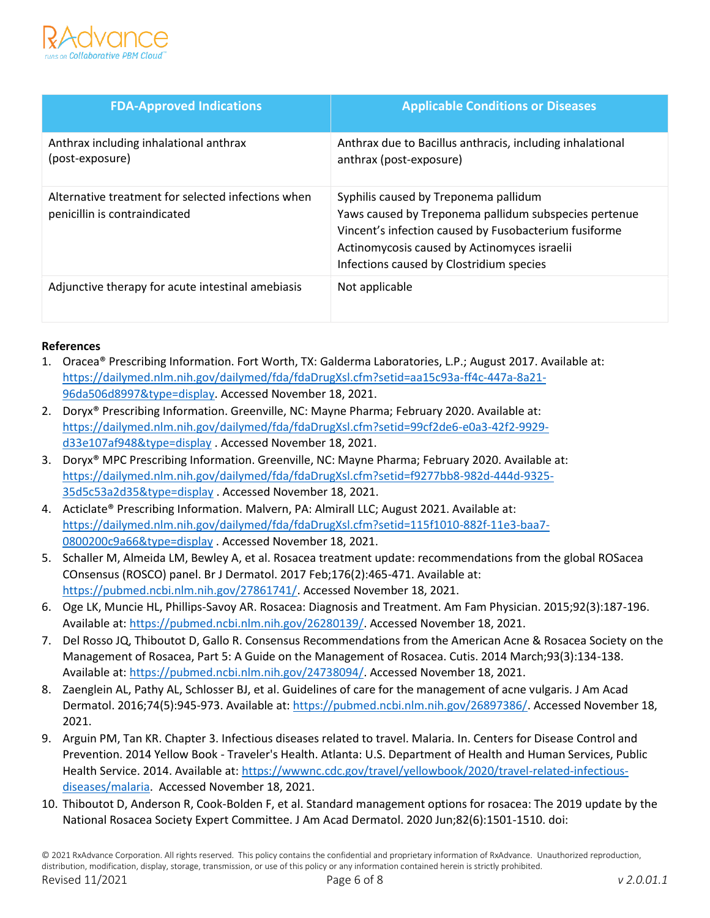| FDA-Approved Indications | Applicable Conditions or Diseases |
|---|---|
| Anthrax including inhalational anthrax (post-exposure) | Anthrax due to Bacillus anthracis, including inhalational anthrax (post-exposure) |
| Alternative treatment for selected infections when penicillin is contraindicated | Syphilis caused by Treponema pallidum<br>Yaws caused by Treponema pallidum subspecies pertenue<br>Vincent's infection caused by Fusobacterium fusiforme<br>Actinomycosis caused by Actinomyces israelii<br>Infections caused by Clostridium species |
| Adjunctive therapy for acute intestinal amebiasis | Not applicable |

**References**

1. Oracea® Prescribing Information. Fort Worth, TX: Galderma Laboratories, L.P.; August 2017. Available at: https://dailymed.nlm.nih.gov/dailymed/fda/fdaDrugXsl.cfm?setid=aa15c93a-ff4c-447a-8a21-96da506d8997&type=display. Accessed November 18, 2021.
2. Doryx® Prescribing Information. Greenville, NC: Mayne Pharma; February 2020. Available at: https://dailymed.nlm.nih.gov/dailymed/fda/fdaDrugXsl.cfm?setid=99cf2de6-e0a3-42f2-9929-d33e107af948&type=display . Accessed November 18, 2021.
3. Doryx® MPC Prescribing Information. Greenville, NC: Mayne Pharma; February 2020. Available at: https://dailymed.nlm.nih.gov/dailymed/fda/fdaDrugXsl.cfm?setid=f9277bb8-982d-444d-9325-35d5c53a2d35&type=display . Accessed November 18, 2021.
4. Acticlate® Prescribing Information. Malvern, PA: Almirall LLC; August 2021. Available at: https://dailymed.nlm.nih.gov/dailymed/fda/fdaDrugXsl.cfm?setid=115f1010-882f-11e3-baa7-0800200c9a66&type=display . Accessed November 18, 2021.
5. Schaller M, Almeida LM, Bewley A, et al. Rosacea treatment update: recommendations from the global ROSacea COnsensus (ROSCO) panel. Br J Dermatol. 2017 Feb;176(2):465-471. Available at: https://pubmed.ncbi.nlm.nih.gov/27861741/. Accessed November 18, 2021.
6. Oge LK, Muncie HL, Phillips-Savoy AR. Rosacea: Diagnosis and Treatment. Am Fam Physician. 2015;92(3):187-196. Available at: https://pubmed.ncbi.nlm.nih.gov/26280139/. Accessed November 18, 2021.
7. Del Rosso JQ, Thiboutot D, Gallo R. Consensus Recommendations from the American Acne & Rosacea Society on the Management of Rosacea, Part 5: A Guide on the Management of Rosacea. Cutis. 2014 March;93(3):134-138. Available at: https://pubmed.ncbi.nlm.nih.gov/24738094/. Accessed November 18, 2021.
8. Zaenglein AL, Pathy AL, Schlosser BJ, et al. Guidelines of care for the management of acne vulgaris. J Am Acad Dermatol. 2016;74(5):945-973. Available at: https://pubmed.ncbi.nlm.nih.gov/26897386/. Accessed November 18, 2021.
9. Arguin PM, Tan KR. Chapter 3. Infectious diseases related to travel. Malaria. In. Centers for Disease Control and Prevention. 2014 Yellow Book - Traveler's Health. Atlanta: U.S. Department of Health and Human Services, Public Health Service. 2014. Available at: https://wwwnc.cdc.gov/travel/yellowbook/2020/travel-related-infectious-diseases/malaria. Accessed November 18, 2021.
10. Thiboutot D, Anderson R, Cook-Bolden F, et al. Standard management options for rosacea: The 2019 update by the National Rosacea Society Expert Committee. J Am Acad Dermatol. 2020 Jun;82(6):1501-1510. doi: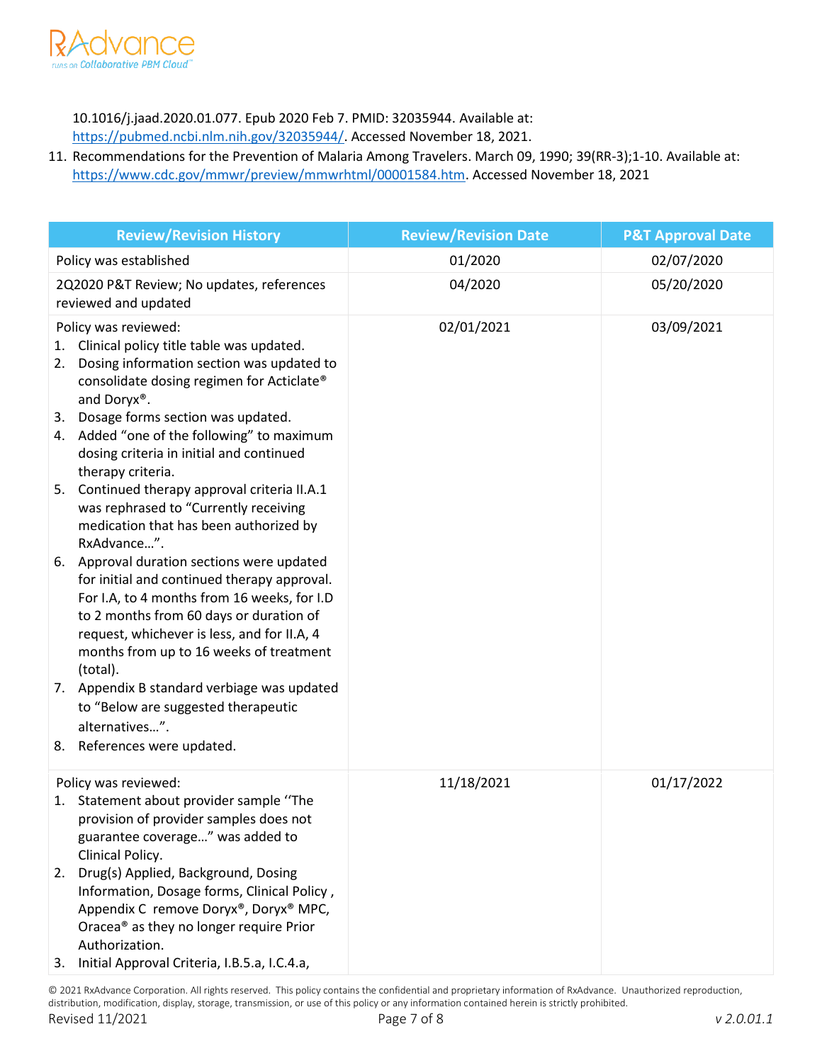10.1016/j.jaad.2020.01.077. Epub 2020 Feb 7. PMID: 32035944. Available at: https://pubmed.ncbi.nlm.nih.gov/32035944/. Accessed November 18, 2021.

11. Recommendations for the Prevention of Malaria Among Travelers. March 09, 1990; 39(RR-3);1-10. Available at: https://www.cdc.gov/mmwr/preview/mmwrhtml/00001584.htm. Accessed November 18, 2021

| Review/Revision History | Review/Revision Date | P&T Approval Date |
|---|---|---|
| Policy was established | 01/2020 | 02/07/2020 |
| 2Q2020 P&T Review; No updates, references reviewed and updated | 04/2020 | 05/20/2020 |
| Policy was reviewed:<br>1. Clinical policy title table was updated.<br>2. Dosing information section was updated to consolidate dosing regimen for Acticlate® and Doryx®.<br>3. Dosage forms section was updated.<br>4. Added "one of the following" to maximum dosing criteria in initial and continued therapy criteria.<br>5. Continued therapy approval criteria II.A.1 was rephrased to "Currently receiving medication that has been authorized by RxAdvance…".<br>6. Approval duration sections were updated for initial and continued therapy approval. For I.A, to 4 months from 16 weeks, for I.D to 2 months from 60 days or duration of request, whichever is less, and for II.A, 4 months from up to 16 weeks of treatment (total).<br>7. Appendix B standard verbiage was updated to "Below are suggested therapeutic alternatives…".<br>8. References were updated. | 02/01/2021 | 03/09/2021 |
| Policy was reviewed:<br>1. Statement about provider sample ''The provision of provider samples does not guarantee coverage…" was added to Clinical Policy.<br>2. Drug(s) Applied, Background, Dosing Information, Dosage forms, Clinical Policy , Appendix C remove Doryx®, Doryx® MPC, Oracea® as they no longer require Prior Authorization.<br>3. Initial Approval Criteria, I.B.5.a, I.C.4.a, | 11/18/2021 | 01/17/2022 |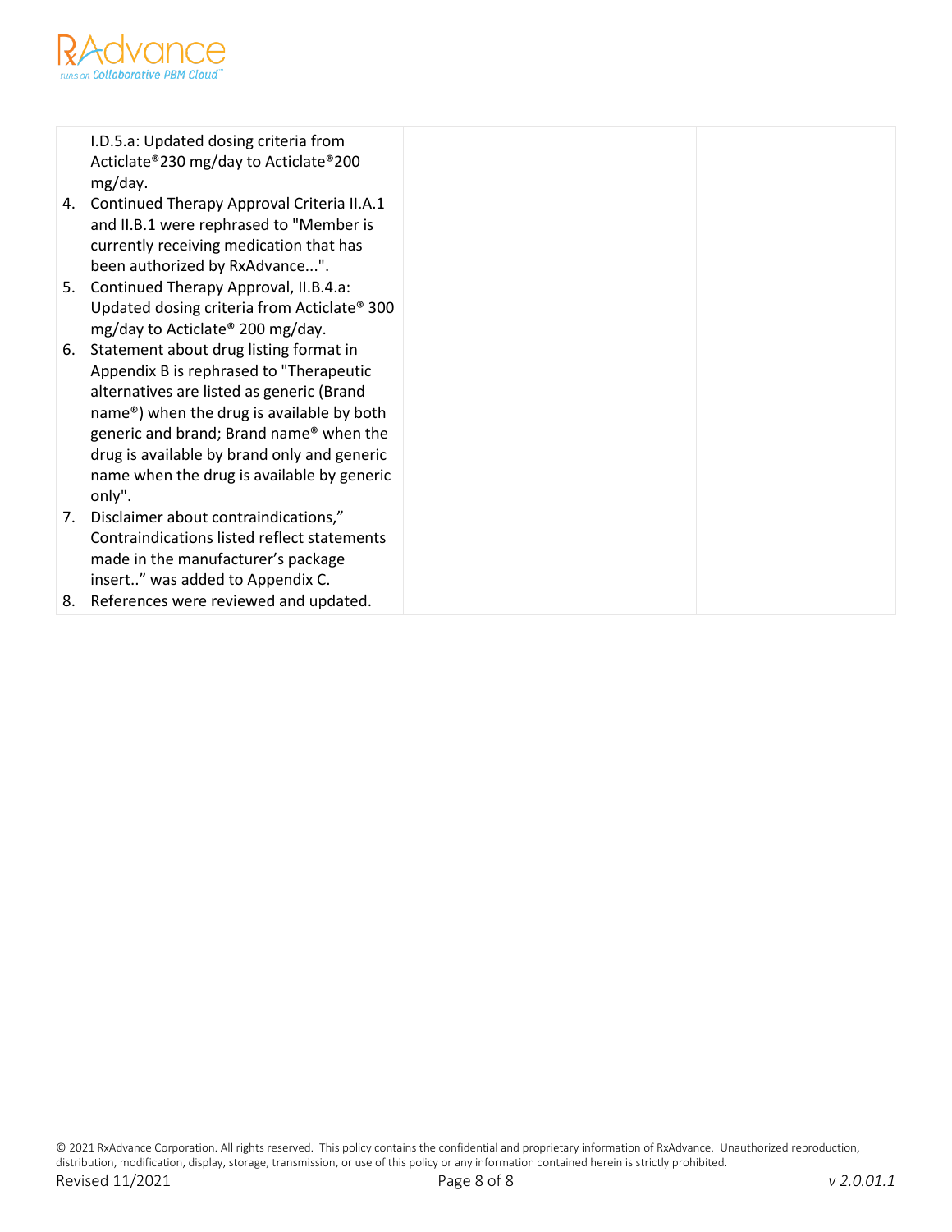| | | |
|---|---|---|
| I.D.5.a: Updated dosing criteria from Acticlate®230 mg/day to Acticlate®200 mg/day.<br>4. Continued Therapy Approval Criteria II.A.1 and II.B.1 were rephrased to "Member is currently receiving medication that has been authorized by RxAdvance...".<br>5. Continued Therapy Approval, II.B.4.a: Updated dosing criteria from Acticlate® 300 mg/day to Acticlate® 200 mg/day.<br>6. Statement about drug listing format in Appendix B is rephrased to "Therapeutic alternatives are listed as generic (Brand name®) when the drug is available by both generic and brand; Brand name® when the drug is available by brand only and generic name when the drug is available by generic only".<br>7. Disclaimer about contraindications," Contraindications listed reflect statements made in the manufacturer's package insert.." was added to Appendix C.<br>8. References were reviewed and updated. | | |